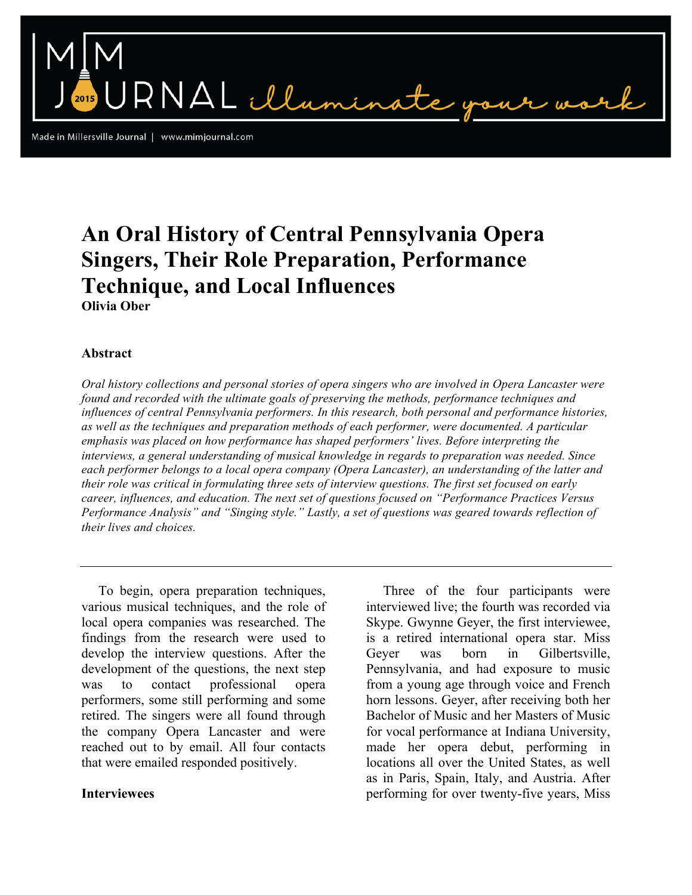# An Oral History of Central Pennsylvania Opera Singers, Their Role Preparation, Performance Technique, and Local Influences

**Olivia Ober**

### Abstract

*Oral history collections and personal stories of opera singers who are involved in Opera Lancaster were found and recorded with the ultimate goals of preserving the methods, performance techniques and influences of central Pennsylvania performers. In this research, both personal and performance histories, as well as the techniques and preparation methods of each performer, were documented. A particular emphasis was placed on how performance has shaped performers' lives. Before interpreting the interviews, a general understanding of musical knowledge in regards to preparation was needed. Since each performer belongs to a local opera company (Opera Lancaster), an understanding of the latter and their role was critical in formulating three sets of interview questions. The first set focused on early career, influences, and education. The next set of questions focused on "Performance Practices Versus Performance Analysis" and "Singing style." Lastly, a set of questions was geared towards reflection of their lives and choices.*

---

To begin, opera preparation techniques, various musical techniques, and the role of local opera companies was researched. The findings from the research were used to develop the interview questions. After the development of the questions, the next step was to contact professional opera performers, some still performing and some retired. The singers were all found through the company Opera Lancaster and were reached out to by email. All four contacts that were emailed responded positively.

### Interviewees

Three of the four participants were interviewed live; the fourth was recorded via Skype. Gwynne Geyer, the first interviewee, is a retired international opera star. Miss Geyer was born in Gilbertsville, Pennsylvania, and had exposure to music from a young age through voice and French horn lessons. Geyer, after receiving both her Bachelor of Music and her Masters of Music for vocal performance at Indiana University, made her opera debut, performing in locations all over the United States, as well as in Paris, Spain, Italy, and Austria. After performing for over twenty-five years, Miss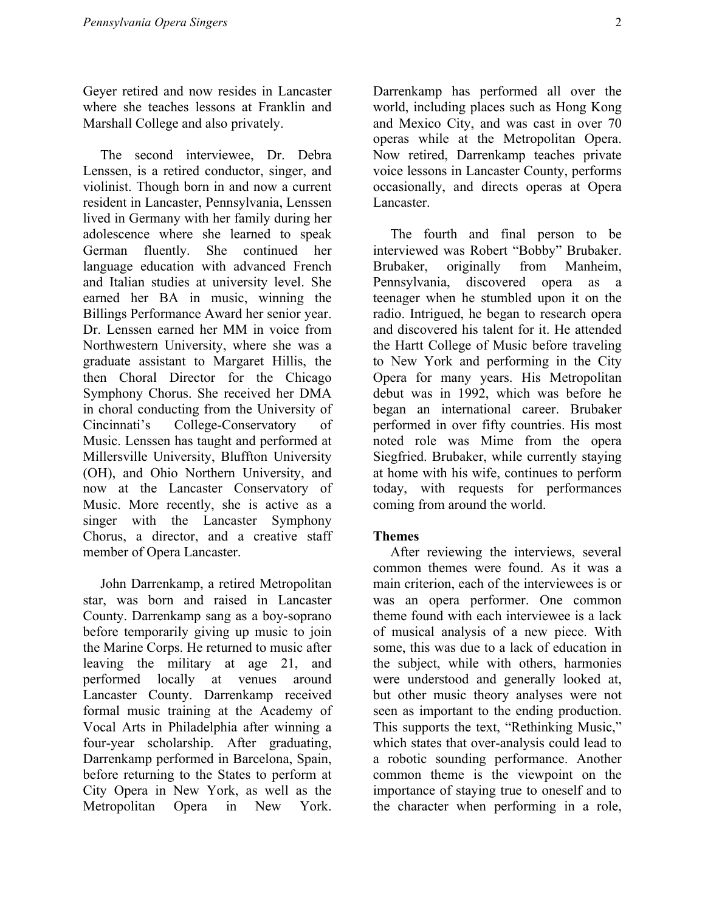Geyer retired and now resides in Lancaster where she teaches lessons at Franklin and Marshall College and also privately.

The second interviewee, Dr. Debra Lenssen, is a retired conductor, singer, and violinist. Though born in and now a current resident in Lancaster, Pennsylvania, Lenssen lived in Germany with her family during her adolescence where she learned to speak German fluently. She continued her language education with advanced French and Italian studies at university level. She earned her BA in music, winning the Billings Performance Award her senior year. Dr. Lenssen earned her MM in voice from Northwestern University, where she was a graduate assistant to Margaret Hillis, the then Choral Director for the Chicago Symphony Chorus. She received her DMA in choral conducting from the University of Cincinnati's College-Conservatory of Music. Lenssen has taught and performed at Millersville University, Bluffton University (OH), and Ohio Northern University, and now at the Lancaster Conservatory of Music. More recently, she is active as a singer with the Lancaster Symphony Chorus, a director, and a creative staff member of Opera Lancaster.

John Darrenkamp, a retired Metropolitan star, was born and raised in Lancaster County. Darrenkamp sang as a boy-soprano before temporarily giving up music to join the Marine Corps. He returned to music after leaving the military at age 21, and performed locally at venues around Lancaster County. Darrenkamp received formal music training at the Academy of Vocal Arts in Philadelphia after winning a four-year scholarship. After graduating, Darrenkamp performed in Barcelona, Spain, before returning to the States to perform at City Opera in New York, as well as the Metropolitan Opera in New York. Darrenkamp has performed all over the world, including places such as Hong Kong and Mexico City, and was cast in over 70 operas while at the Metropolitan Opera. Now retired, Darrenkamp teaches private voice lessons in Lancaster County, performs occasionally, and directs operas at Opera Lancaster.

The fourth and final person to be interviewed was Robert "Bobby" Brubaker. Brubaker, originally from Manheim, Pennsylvania, discovered opera as a teenager when he stumbled upon it on the radio. Intrigued, he began to research opera and discovered his talent for it. He attended the Hartt College of Music before traveling to New York and performing in the City Opera for many years. His Metropolitan debut was in 1992, which was before he began an international career. Brubaker performed in over fifty countries. His most noted role was Mime from the opera Siegfried. Brubaker, while currently staying at home with his wife, continues to perform today, with requests for performances coming from around the world.

## Themes

After reviewing the interviews, several common themes were found. As it was a main criterion, each of the interviewees is or was an opera performer. One common theme found with each interviewee is a lack of musical analysis of a new piece. With some, this was due to a lack of education in the subject, while with others, harmonies were understood and generally looked at, but other music theory analyses were not seen as important to the ending production. This supports the text, "Rethinking Music," which states that over-analysis could lead to a robotic sounding performance. Another common theme is the viewpoint on the importance of staying true to oneself and to the character when performing in a role,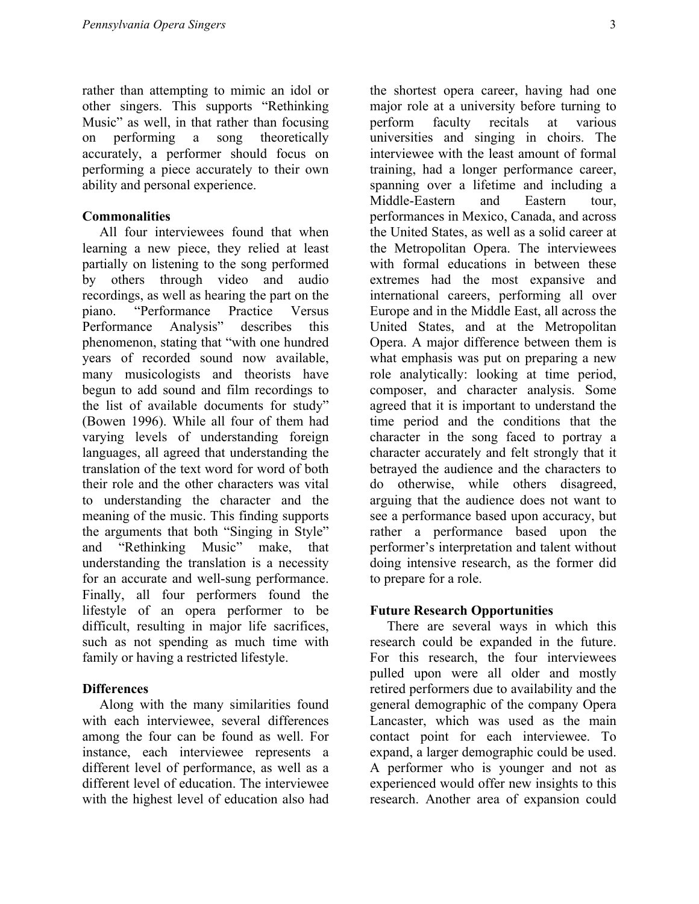rather than attempting to mimic an idol or other singers. This supports “Rethinking Music” as well, in that rather than focusing on performing a song theoretically accurately, a performer should focus on performing a piece accurately to their own ability and personal experience.

**Commonalities**

All four interviewees found that when learning a new piece, they relied at least partially on listening to the song performed by others through video and audio recordings, as well as hearing the part on the piano. “Performance Practice Versus Performance Analysis” describes this phenomenon, stating that “with one hundred years of recorded sound now available, many musicologists and theorists have begun to add sound and film recordings to the list of available documents for study” (Bowen 1996). While all four of them had varying levels of understanding foreign languages, all agreed that understanding the translation of the text word for word of both their role and the other characters was vital to understanding the character and the meaning of the music. This finding supports the arguments that both “Singing in Style” and “Rethinking Music” make, that understanding the translation is a necessity for an accurate and well-sung performance. Finally, all four performers found the lifestyle of an opera performer to be difficult, resulting in major life sacrifices, such as not spending as much time with family or having a restricted lifestyle.

**Differences**

Along with the many similarities found with each interviewee, several differences among the four can be found as well. For instance, each interviewee represents a different level of performance, as well as a different level of education. The interviewee with the highest level of education also had the shortest opera career, having had one major role at a university before turning to perform faculty recitals at various universities and singing in choirs. The interviewee with the least amount of formal training, had a longer performance career, spanning over a lifetime and including a Middle-Eastern and Eastern tour, performances in Mexico, Canada, and across the United States, as well as a solid career at the Metropolitan Opera. The interviewees with formal educations in between these extremes had the most expansive and international careers, performing all over Europe and in the Middle East, all across the United States, and at the Metropolitan Opera. A major difference between them is what emphasis was put on preparing a new role analytically: looking at time period, composer, and character analysis. Some agreed that it is important to understand the time period and the conditions that the character in the song faced to portray a character accurately and felt strongly that it betrayed the audience and the characters to do otherwise, while others disagreed, arguing that the audience does not want to see a performance based upon accuracy, but rather a performance based upon the performer’s interpretation and talent without doing intensive research, as the former did to prepare for a role.

**Future Research Opportunities**

There are several ways in which this research could be expanded in the future. For this research, the four interviewees pulled upon were all older and mostly retired performers due to availability and the general demographic of the company Opera Lancaster, which was used as the main contact point for each interviewee. To expand, a larger demographic could be used. A performer who is younger and not as experienced would offer new insights to this research. Another area of expansion could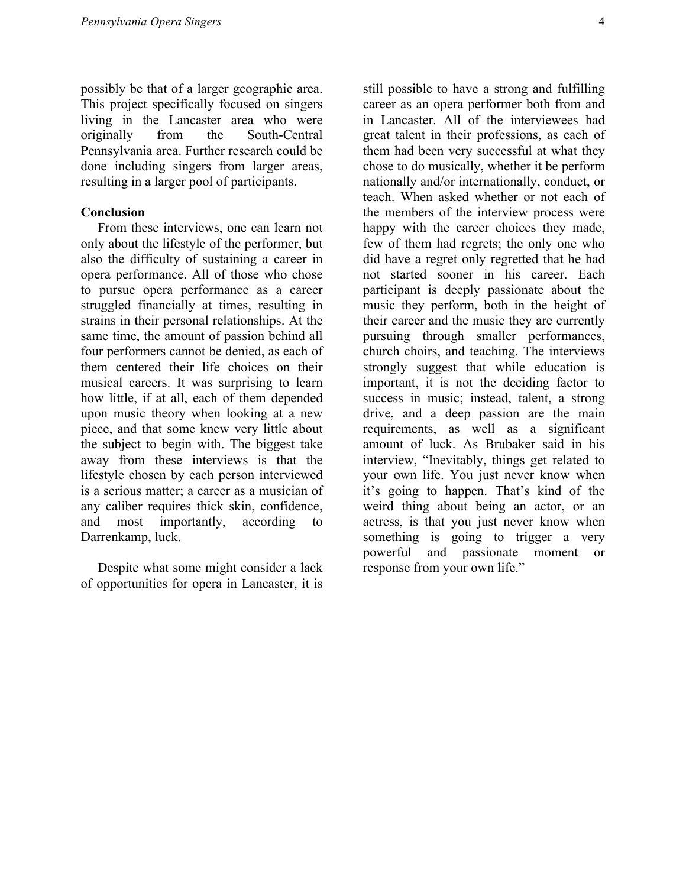possibly be that of a larger geographic area. This project specifically focused on singers living in the Lancaster area who were originally from the South-Central Pennsylvania area. Further research could be done including singers from larger areas, resulting in a larger pool of participants.

**Conclusion**

From these interviews, one can learn not only about the lifestyle of the performer, but also the difficulty of sustaining a career in opera performance. All of those who chose to pursue opera performance as a career struggled financially at times, resulting in strains in their personal relationships. At the same time, the amount of passion behind all four performers cannot be denied, as each of them centered their life choices on their musical careers. It was surprising to learn how little, if at all, each of them depended upon music theory when looking at a new piece, and that some knew very little about the subject to begin with. The biggest take away from these interviews is that the lifestyle chosen by each person interviewed is a serious matter; a career as a musician of any caliber requires thick skin, confidence, and most importantly, according to Darrenkamp, luck.

Despite what some might consider a lack of opportunities for opera in Lancaster, it is still possible to have a strong and fulfilling career as an opera performer both from and in Lancaster. All of the interviewees had great talent in their professions, as each of them had been very successful at what they chose to do musically, whether it be perform nationally and/or internationally, conduct, or teach. When asked whether or not each of the members of the interview process were happy with the career choices they made, few of them had regrets; the only one who did have a regret only regretted that he had not started sooner in his career. Each participant is deeply passionate about the music they perform, both in the height of their career and the music they are currently pursuing through smaller performances, church choirs, and teaching. The interviews strongly suggest that while education is important, it is not the deciding factor to success in music; instead, talent, a strong drive, and a deep passion are the main requirements, as well as a significant amount of luck. As Brubaker said in his interview, "Inevitably, things get related to your own life. You just never know when it's going to happen. That's kind of the weird thing about being an actor, or an actress, is that you just never know when something is going to trigger a very powerful and passionate moment or response from your own life."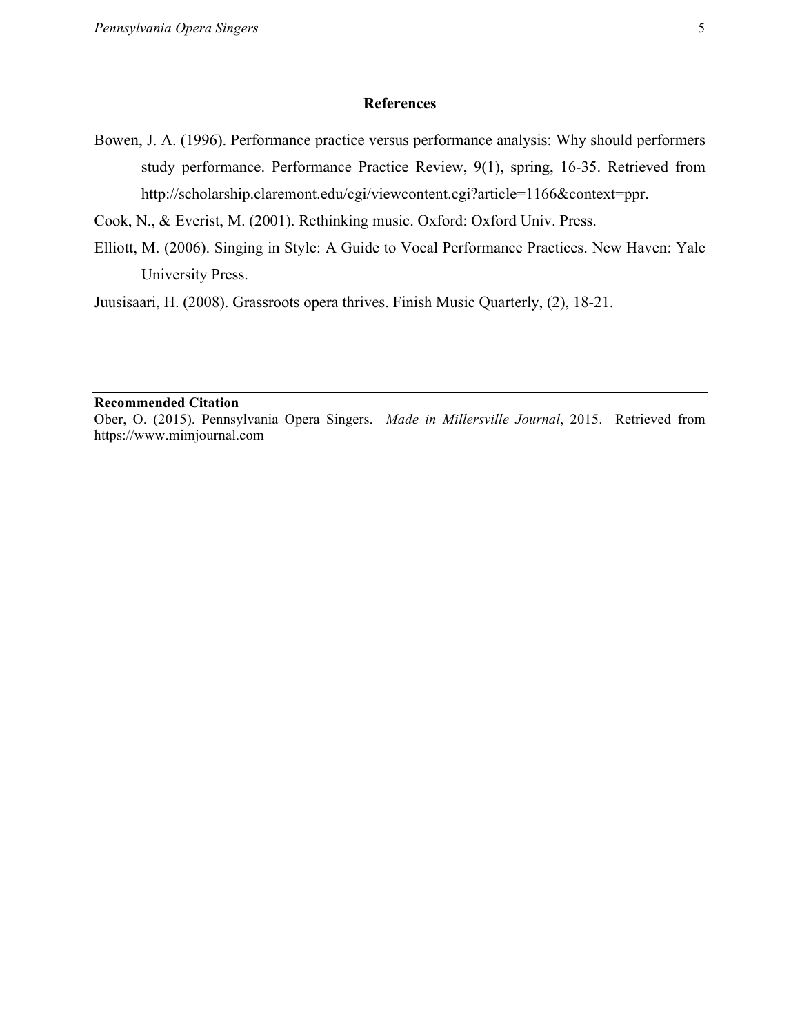## References

Bowen, J. A. (1996). Performance practice versus performance analysis: Why should performers study performance. Performance Practice Review, 9(1), spring, 16-35. Retrieved from http://scholarship.claremont.edu/cgi/viewcontent.cgi?article=1166&context=ppr.

Cook, N., & Everist, M. (2001). Rethinking music. Oxford: Oxford Univ. Press.

Elliott, M. (2006). Singing in Style: A Guide to Vocal Performance Practices. New Haven: Yale University Press.

Juusisaari, H. (2008). Grassroots opera thrives. Finish Music Quarterly, (2), 18-21.

---

**Recommended Citation**

Ober, O. (2015). Pennsylvania Opera Singers. *Made in Millersville Journal*, 2015. Retrieved from https://www.mimjournal.com